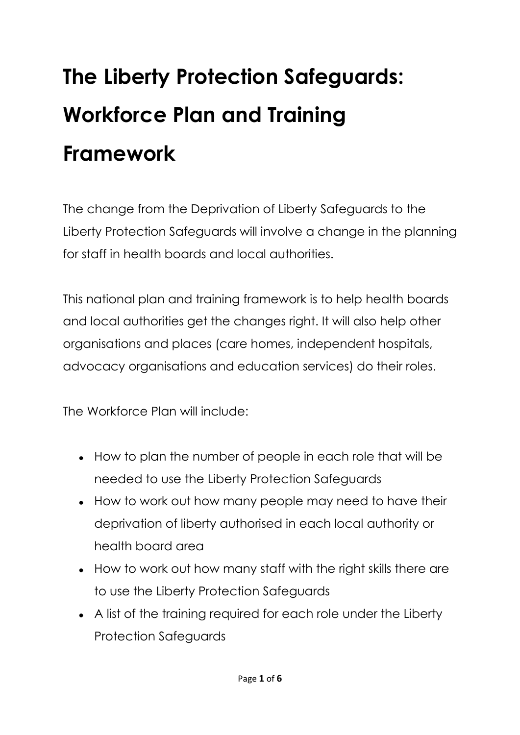# The Liberty Protection Safeguards: Workforce Plan and Training Framework

The change from the Deprivation of Liberty Safeguards to the Liberty Protection Safeguards will involve a change in the planning for staff in health boards and local authorities.

This national plan and training framework is to help health boards and local authorities get the changes right. It will also help other organisations and places (care homes, independent hospitals, advocacy organisations and education services) do their roles.

The Workforce Plan will include:

- How to plan the number of people in each role that will be needed to use the Liberty Protection Safeguards
- How to work out how many people may need to have their deprivation of liberty authorised in each local authority or health board area
- How to work out how many staff with the right skills there are to use the Liberty Protection Safeguards
- A list of the training required for each role under the Liberty Protection Safeguards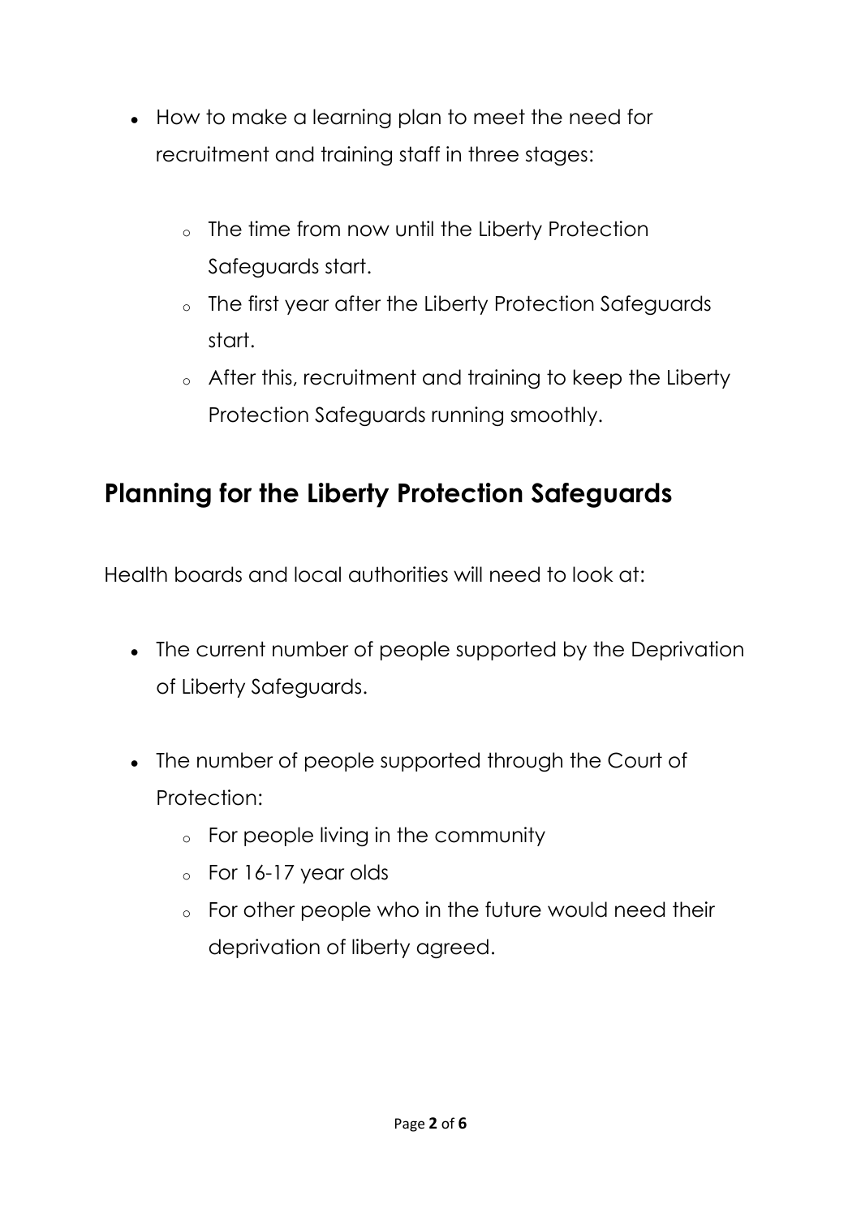- How to make a learning plan to meet the need for recruitment and training staff in three stages:

    - The time from now until the Liberty Protection Safeguards start.
    - The first year after the Liberty Protection Safeguards start.
    - After this, recruitment and training to keep the Liberty Protection Safeguards running smoothly.

## Planning for the Liberty Protection Safeguards

Health boards and local authorities will need to look at:

- The current number of people supported by the Deprivation of Liberty Safeguards.

- The number of people supported through the Court of Protection:
    - For people living in the community
    - For 16-17 year olds
    - For other people who in the future would need their deprivation of liberty agreed.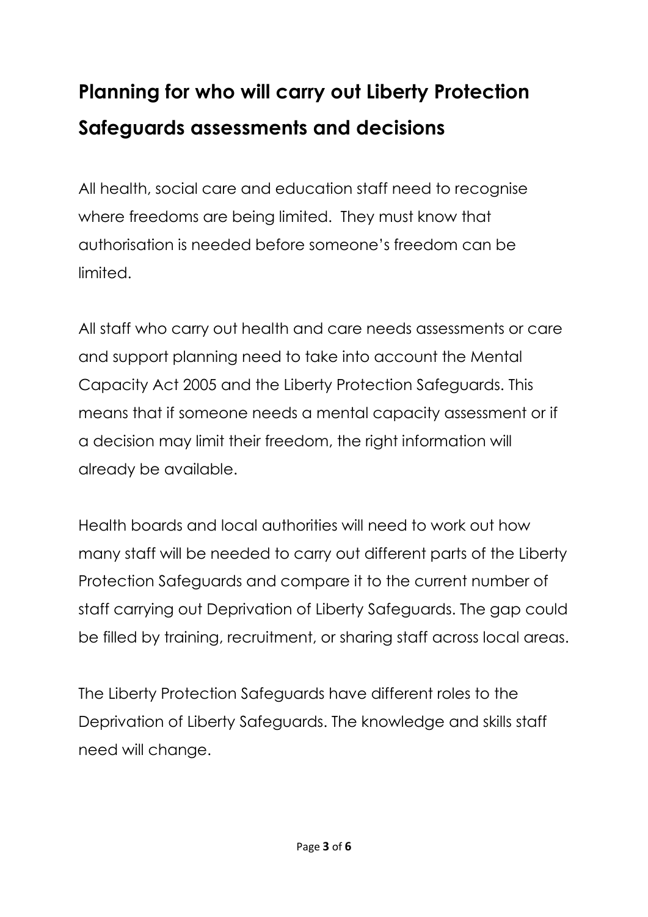# Planning for who will carry out Liberty Protection Safeguards assessments and decisions

All health, social care and education staff need to recognise where freedoms are being limited. They must know that authorisation is needed before someone's freedom can be limited.

All staff who carry out health and care needs assessments or care and support planning need to take into account the Mental Capacity Act 2005 and the Liberty Protection Safeguards. This means that if someone needs a mental capacity assessment or if a decision may limit their freedom, the right information will already be available.

Health boards and local authorities will need to work out how many staff will be needed to carry out different parts of the Liberty Protection Safeguards and compare it to the current number of staff carrying out Deprivation of Liberty Safeguards. The gap could be filled by training, recruitment, or sharing staff across local areas.

The Liberty Protection Safeguards have different roles to the Deprivation of Liberty Safeguards. The knowledge and skills staff need will change.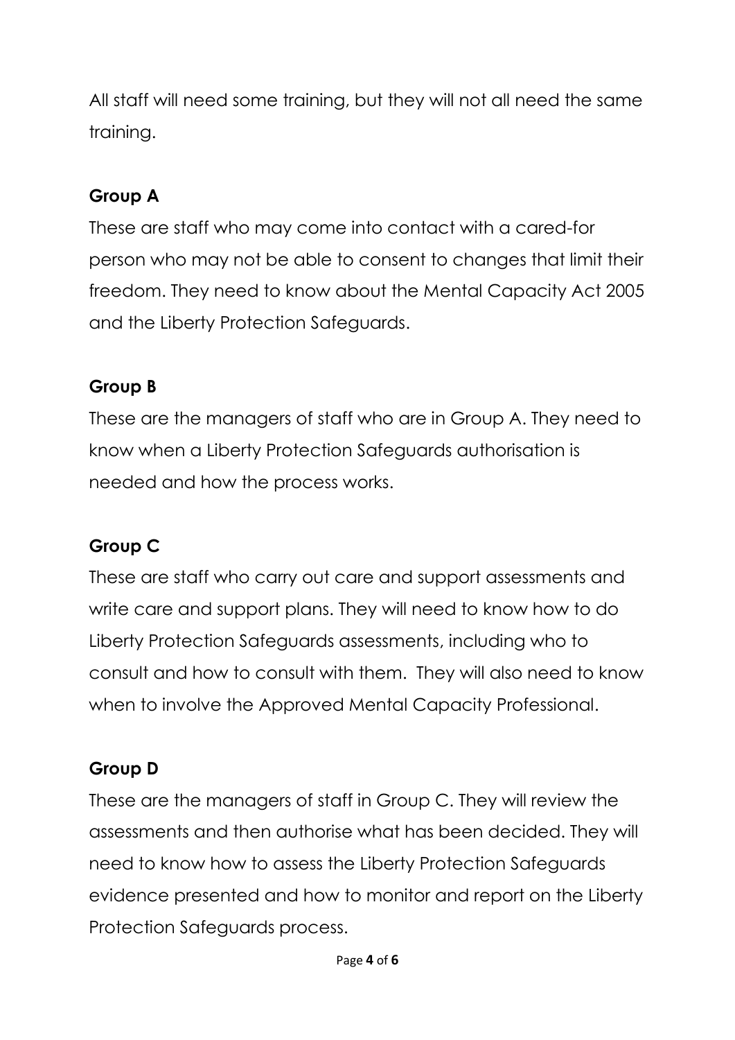All staff will need some training, but they will not all need the same training.

**Group A**

These are staff who may come into contact with a cared-for person who may not be able to consent to changes that limit their freedom. They need to know about the Mental Capacity Act 2005 and the Liberty Protection Safeguards.

**Group B**

These are the managers of staff who are in Group A. They need to know when a Liberty Protection Safeguards authorisation is needed and how the process works.

**Group C**

These are staff who carry out care and support assessments and write care and support plans. They will need to know how to do Liberty Protection Safeguards assessments, including who to consult and how to consult with them. They will also need to know when to involve the Approved Mental Capacity Professional.

**Group D**

These are the managers of staff in Group C. They will review the assessments and then authorise what has been decided. They will need to know how to assess the Liberty Protection Safeguards evidence presented and how to monitor and report on the Liberty Protection Safeguards process.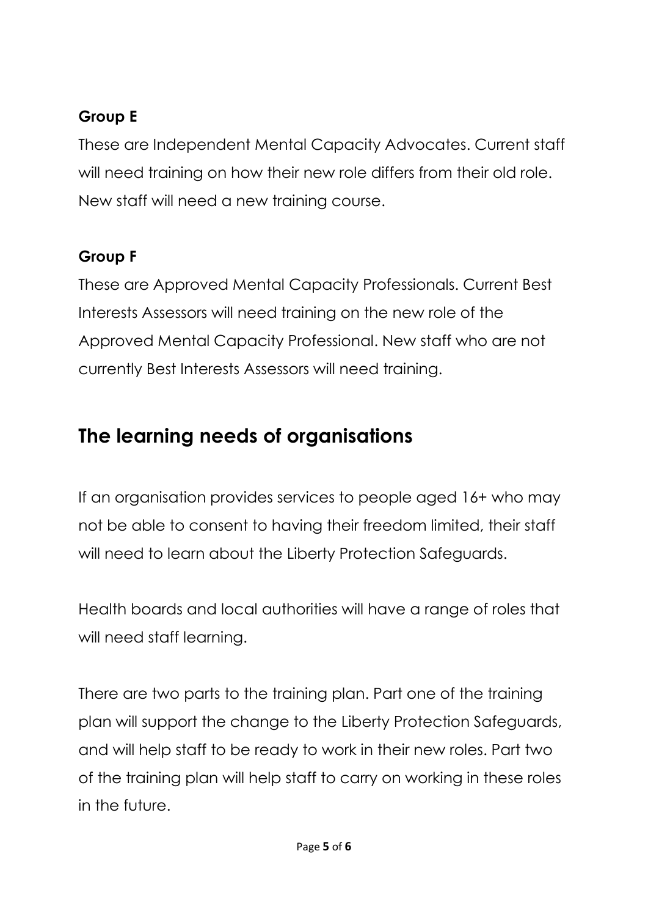**Group E**

These are Independent Mental Capacity Advocates. Current staff will need training on how their new role differs from their old role. New staff will need a new training course.

**Group F**

These are Approved Mental Capacity Professionals. Current Best Interests Assessors will need training on the new role of the Approved Mental Capacity Professional. New staff who are not currently Best Interests Assessors will need training.

## The learning needs of organisations

If an organisation provides services to people aged 16+ who may not be able to consent to having their freedom limited, their staff will need to learn about the Liberty Protection Safeguards.

Health boards and local authorities will have a range of roles that will need staff learning.

There are two parts to the training plan. Part one of the training plan will support the change to the Liberty Protection Safeguards, and will help staff to be ready to work in their new roles. Part two of the training plan will help staff to carry on working in these roles in the future.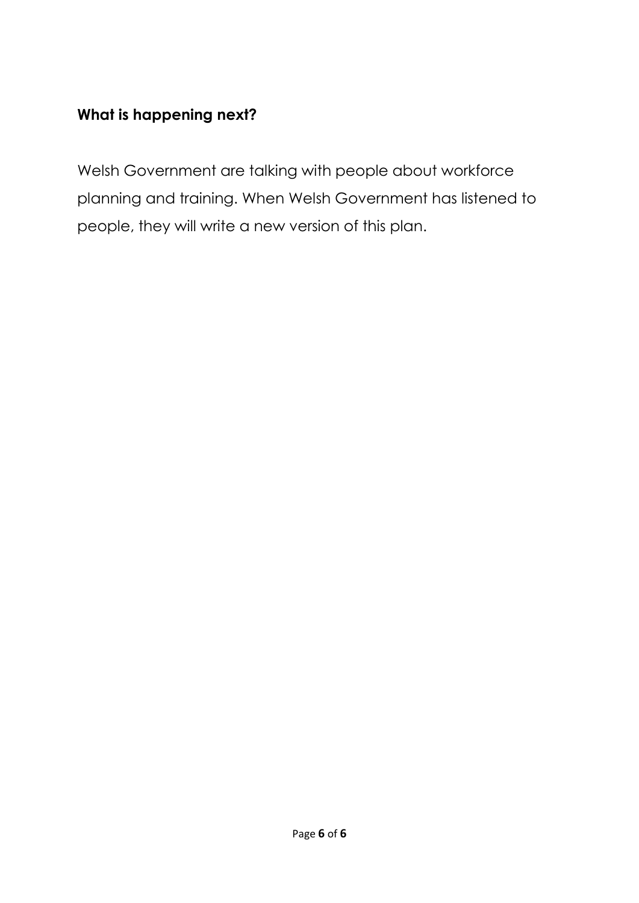## What is happening next?

Welsh Government are talking with people about workforce planning and training. When Welsh Government has listened to people, they will write a new version of this plan.